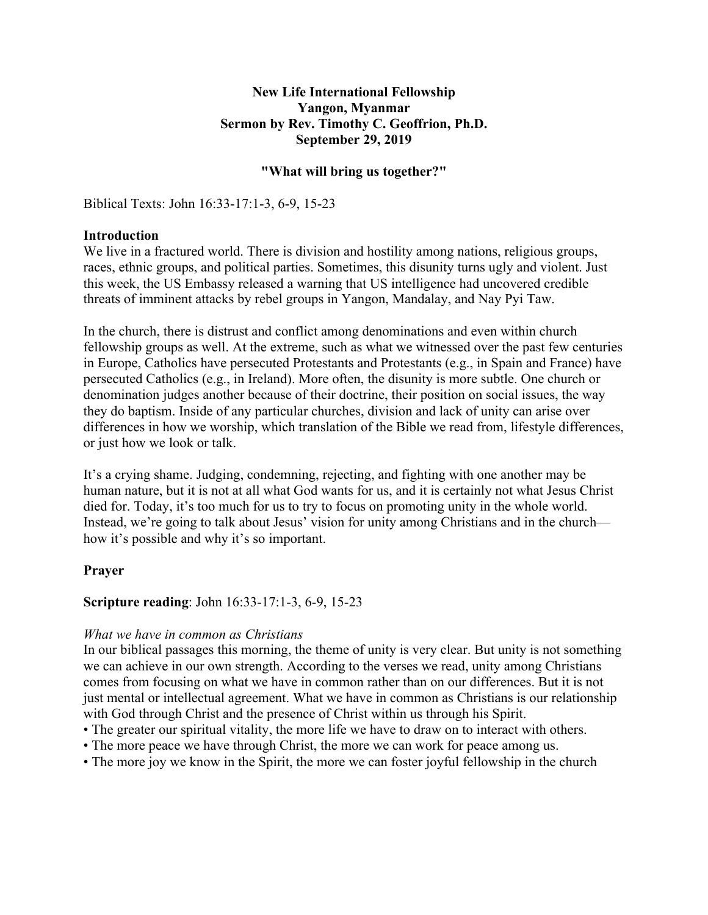**New Life International Fellowship**
**Yangon, Myanmar**
**Sermon by Rev. Timothy C. Geoffrion, Ph.D.**
**September 29, 2019**

# "What will bring us together?"

Biblical Texts: John 16:33-17:1-3, 6-9, 15-23

## Introduction

We live in a fractured world. There is division and hostility among nations, religious groups, races, ethnic groups, and political parties. Sometimes, this disunity turns ugly and violent. Just this week, the US Embassy released a warning that US intelligence had uncovered credible threats of imminent attacks by rebel groups in Yangon, Mandalay, and Nay Pyi Taw.

In the church, there is distrust and conflict among denominations and even within church fellowship groups as well. At the extreme, such as what we witnessed over the past few centuries in Europe, Catholics have persecuted Protestants and Protestants (e.g., in Spain and France) have persecuted Catholics (e.g., in Ireland). More often, the disunity is more subtle. One church or denomination judges another because of their doctrine, their position on social issues, the way they do baptism. Inside of any particular churches, division and lack of unity can arise over differences in how we worship, which translation of the Bible we read from, lifestyle differences, or just how we look or talk.

It's a crying shame. Judging, condemning, rejecting, and fighting with one another may be human nature, but it is not at all what God wants for us, and it is certainly not what Jesus Christ died for. Today, it's too much for us to try to focus on promoting unity in the whole world. Instead, we're going to talk about Jesus' vision for unity among Christians and in the church—how it's possible and why it's so important.

## Prayer

**Scripture reading**: John 16:33-17:1-3, 6-9, 15-23

*What we have in common as Christians*

In our biblical passages this morning, the theme of unity is very clear. But unity is not something we can achieve in our own strength. According to the verses we read, unity among Christians comes from focusing on what we have in common rather than on our differences. But it is not just mental or intellectual agreement. What we have in common as Christians is our relationship with God through Christ and the presence of Christ within us through his Spirit.

- The greater our spiritual vitality, the more life we have to draw on to interact with others.
- The more peace we have through Christ, the more we can work for peace among us.
- The more joy we know in the Spirit, the more we can foster joyful fellowship in the church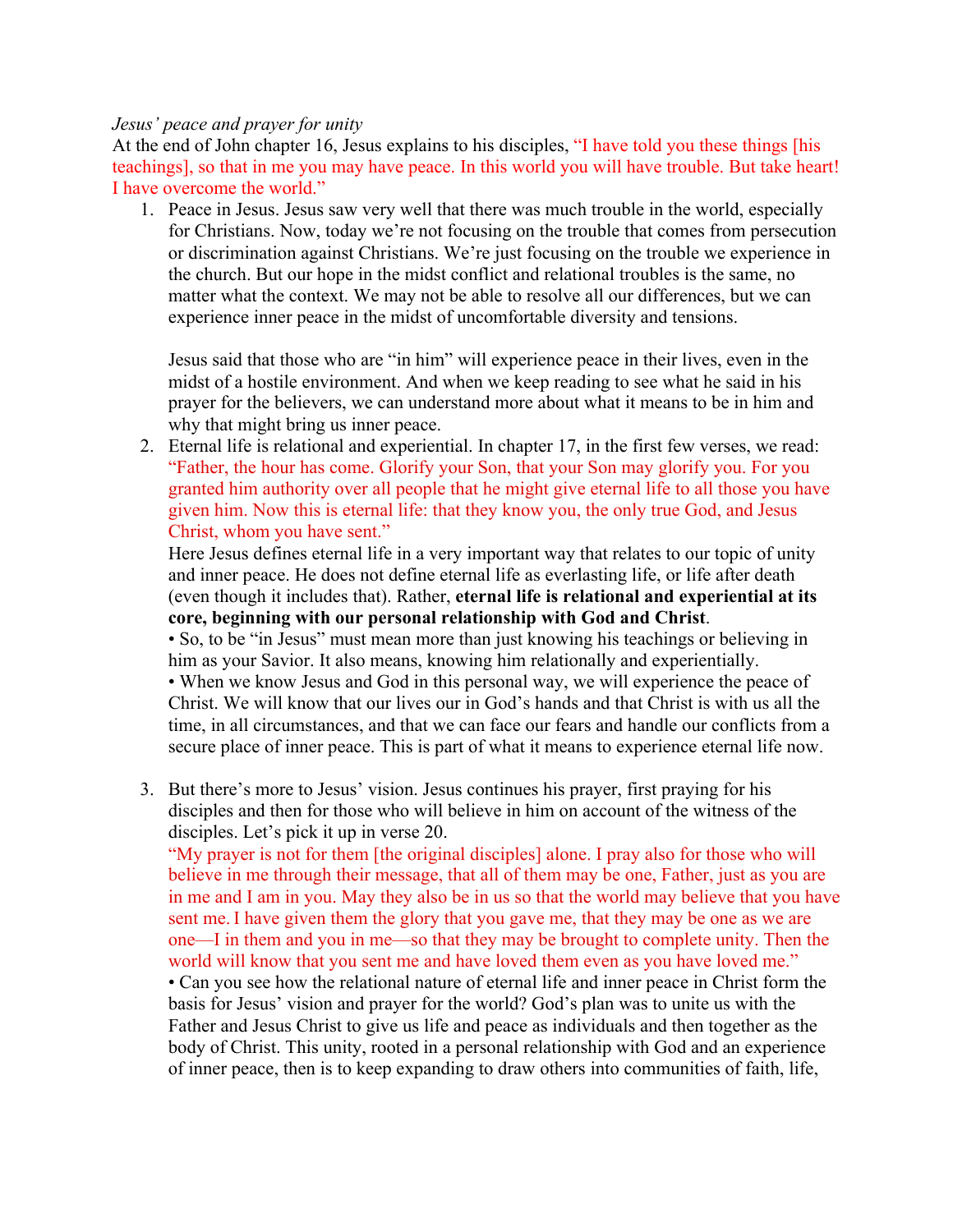*Jesus' peace and prayer for unity*

At the end of John chapter 16, Jesus explains to his disciples, "I have told you these things [his teachings], so that in me you may have peace. In this world you will have trouble. But take heart! I have overcome the world."

1. Peace in Jesus. Jesus saw very well that there was much trouble in the world, especially for Christians. Now, today we're not focusing on the trouble that comes from persecution or discrimination against Christians. We're just focusing on the trouble we experience in the church. But our hope in the midst conflict and relational troubles is the same, no matter what the context. We may not be able to resolve all our differences, but we can experience inner peace in the midst of uncomfortable diversity and tensions.

   Jesus said that those who are "in him" will experience peace in their lives, even in the midst of a hostile environment. And when we keep reading to see what he said in his prayer for the believers, we can understand more about what it means to be in him and why that might bring us inner peace.

2. Eternal life is relational and experiential. In chapter 17, in the first few verses, we read: "Father, the hour has come. Glorify your Son, that your Son may glorify you. For you granted him authority over all people that he might give eternal life to all those you have given him. Now this is eternal life: that they know you, the only true God, and Jesus Christ, whom you have sent."

   Here Jesus defines eternal life in a very important way that relates to our topic of unity and inner peace. He does not define eternal life as everlasting life, or life after death (even though it includes that). Rather, **eternal life is relational and experiential at its core, beginning with our personal relationship with God and Christ**.

   • So, to be "in Jesus" must mean more than just knowing his teachings or believing in him as your Savior. It also means, knowing him relationally and experientially.

   • When we know Jesus and God in this personal way, we will experience the peace of Christ. We will know that our lives our in God's hands and that Christ is with us all the time, in all circumstances, and that we can face our fears and handle our conflicts from a secure place of inner peace. This is part of what it means to experience eternal life now.

3. But there's more to Jesus' vision. Jesus continues his prayer, first praying for his disciples and then for those who will believe in him on account of the witness of the disciples. Let's pick it up in verse 20.

   "My prayer is not for them [the original disciples] alone. I pray also for those who will believe in me through their message, that all of them may be one, Father, just as you are in me and I am in you. May they also be in us so that the world may believe that you have sent me. I have given them the glory that you gave me, that they may be one as we are one—I in them and you in me—so that they may be brought to complete unity. Then the world will know that you sent me and have loved them even as you have loved me."

   • Can you see how the relational nature of eternal life and inner peace in Christ form the basis for Jesus' vision and prayer for the world? God's plan was to unite us with the Father and Jesus Christ to give us life and peace as individuals and then together as the body of Christ. This unity, rooted in a personal relationship with God and an experience of inner peace, then is to keep expanding to draw others into communities of faith, life,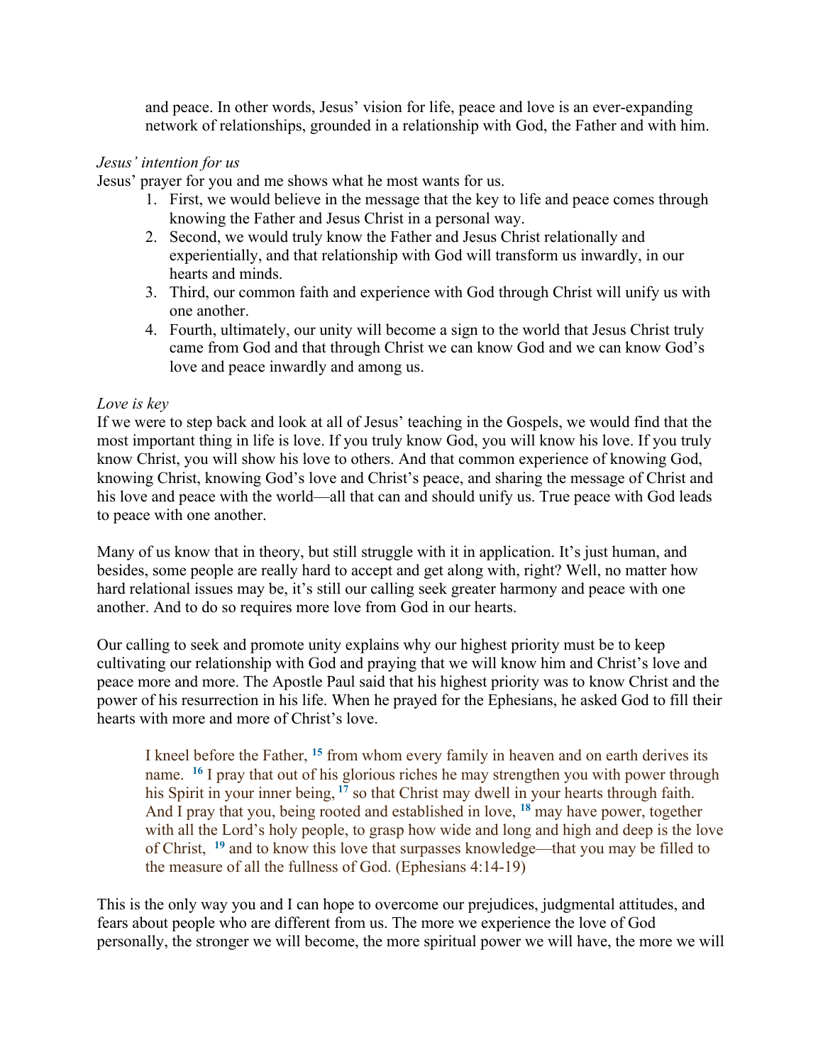and peace. In other words, Jesus' vision for life, peace and love is an ever-expanding network of relationships, grounded in a relationship with God, the Father and with him.

*Jesus' intention for us*

Jesus' prayer for you and me shows what he most wants for us.

1. First, we would believe in the message that the key to life and peace comes through knowing the Father and Jesus Christ in a personal way.
2. Second, we would truly know the Father and Jesus Christ relationally and experientially, and that relationship with God will transform us inwardly, in our hearts and minds.
3. Third, our common faith and experience with God through Christ will unify us with one another.
4. Fourth, ultimately, our unity will become a sign to the world that Jesus Christ truly came from God and that through Christ we can know God and we can know God's love and peace inwardly and among us.

*Love is key*

If we were to step back and look at all of Jesus' teaching in the Gospels, we would find that the most important thing in life is love. If you truly know God, you will know his love. If you truly know Christ, you will show his love to others. And that common experience of knowing God, knowing Christ, knowing God's love and Christ's peace, and sharing the message of Christ and his love and peace with the world—all that can and should unify us. True peace with God leads to peace with one another.

Many of us know that in theory, but still struggle with it in application. It's just human, and besides, some people are really hard to accept and get along with, right? Well, no matter how hard relational issues may be, it's still our calling seek greater harmony and peace with one another. And to do so requires more love from God in our hearts.

Our calling to seek and promote unity explains why our highest priority must be to keep cultivating our relationship with God and praying that we will know him and Christ's love and peace more and more. The Apostle Paul said that his highest priority was to know Christ and the power of his resurrection in his life. When he prayed for the Ephesians, he asked God to fill their hearts with more and more of Christ's love.

> I kneel before the Father, [15] from whom every family in heaven and on earth derives its name. [16] I pray that out of his glorious riches he may strengthen you with power through his Spirit in your inner being, [17] so that Christ may dwell in your hearts through faith. And I pray that you, being rooted and established in love, [18] may have power, together with all the Lord's holy people, to grasp how wide and long and high and deep is the love of Christ, [19] and to know this love that surpasses knowledge—that you may be filled to the measure of all the fullness of God. (Ephesians 4:14-19)

This is the only way you and I can hope to overcome our prejudices, judgmental attitudes, and fears about people who are different from us. The more we experience the love of God personally, the stronger we will become, the more spiritual power we will have, the more we will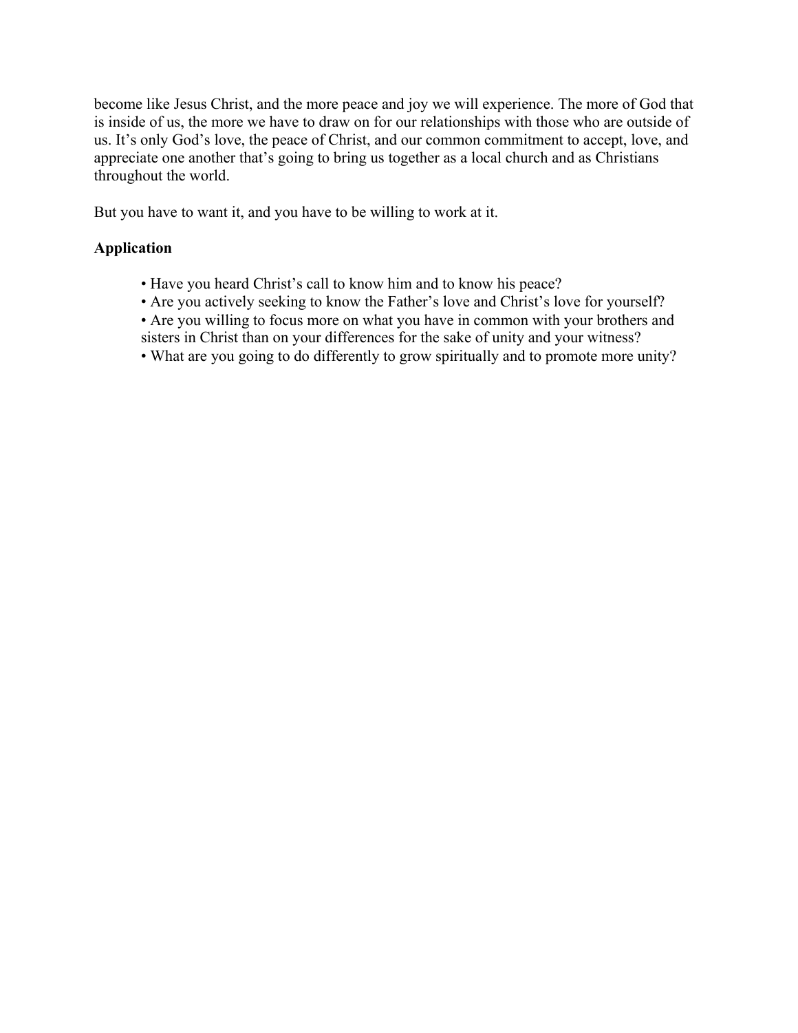become like Jesus Christ, and the more peace and joy we will experience. The more of God that is inside of us, the more we have to draw on for our relationships with those who are outside of us. It's only God's love, the peace of Christ, and our common commitment to accept, love, and appreciate one another that's going to bring us together as a local church and as Christians throughout the world.

But you have to want it, and you have to be willing to work at it.

**Application**

- Have you heard Christ's call to know him and to know his peace?
- Are you actively seeking to know the Father's love and Christ's love for yourself?
- Are you willing to focus more on what you have in common with your brothers and sisters in Christ than on your differences for the sake of unity and your witness?
- What are you going to do differently to grow spiritually and to promote more unity?